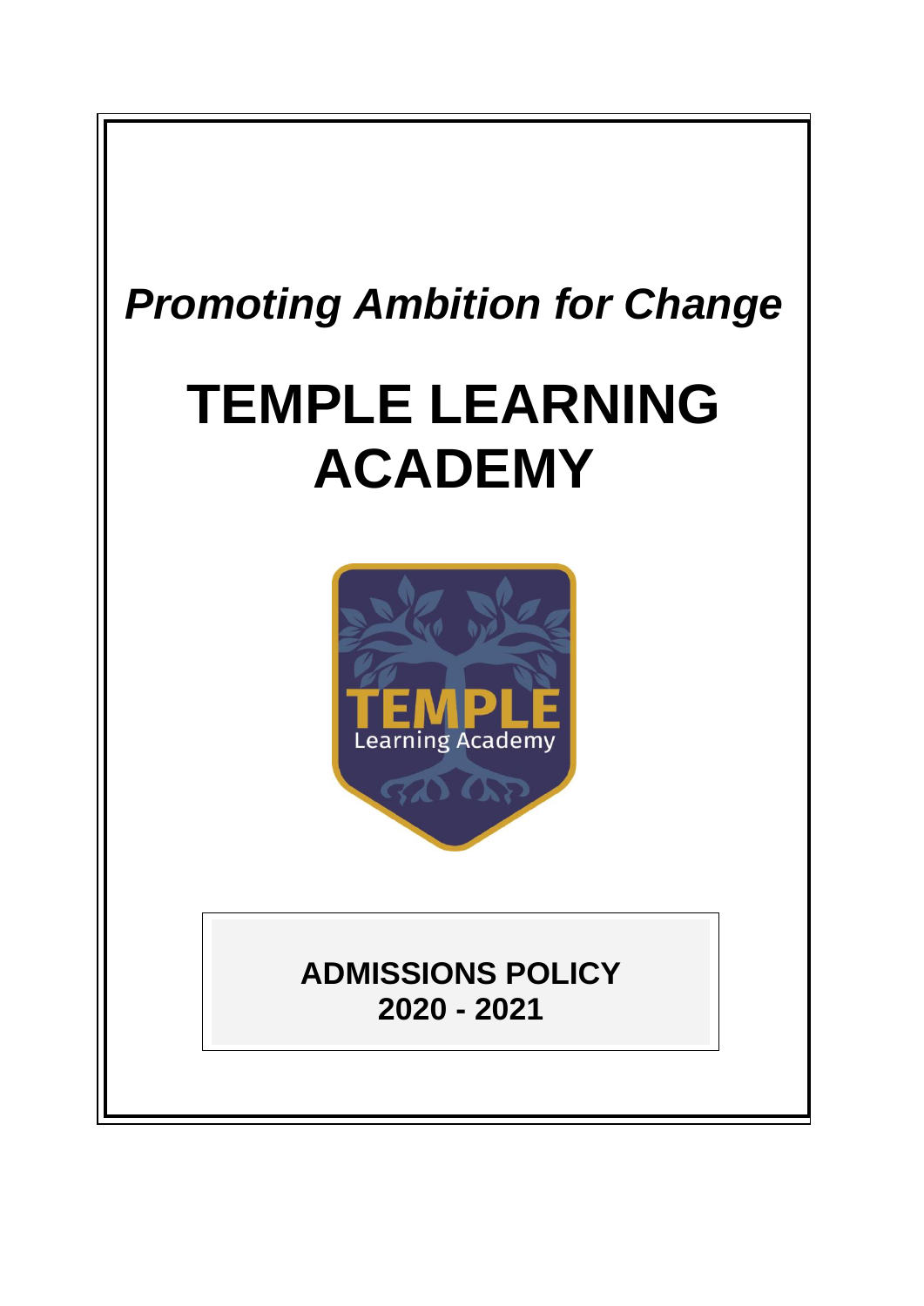*Promoting Ambition for Change*

# TEMPLE LEARNING ACADEMY

**ADMISSIONS POLICY**
**2020 - 2021**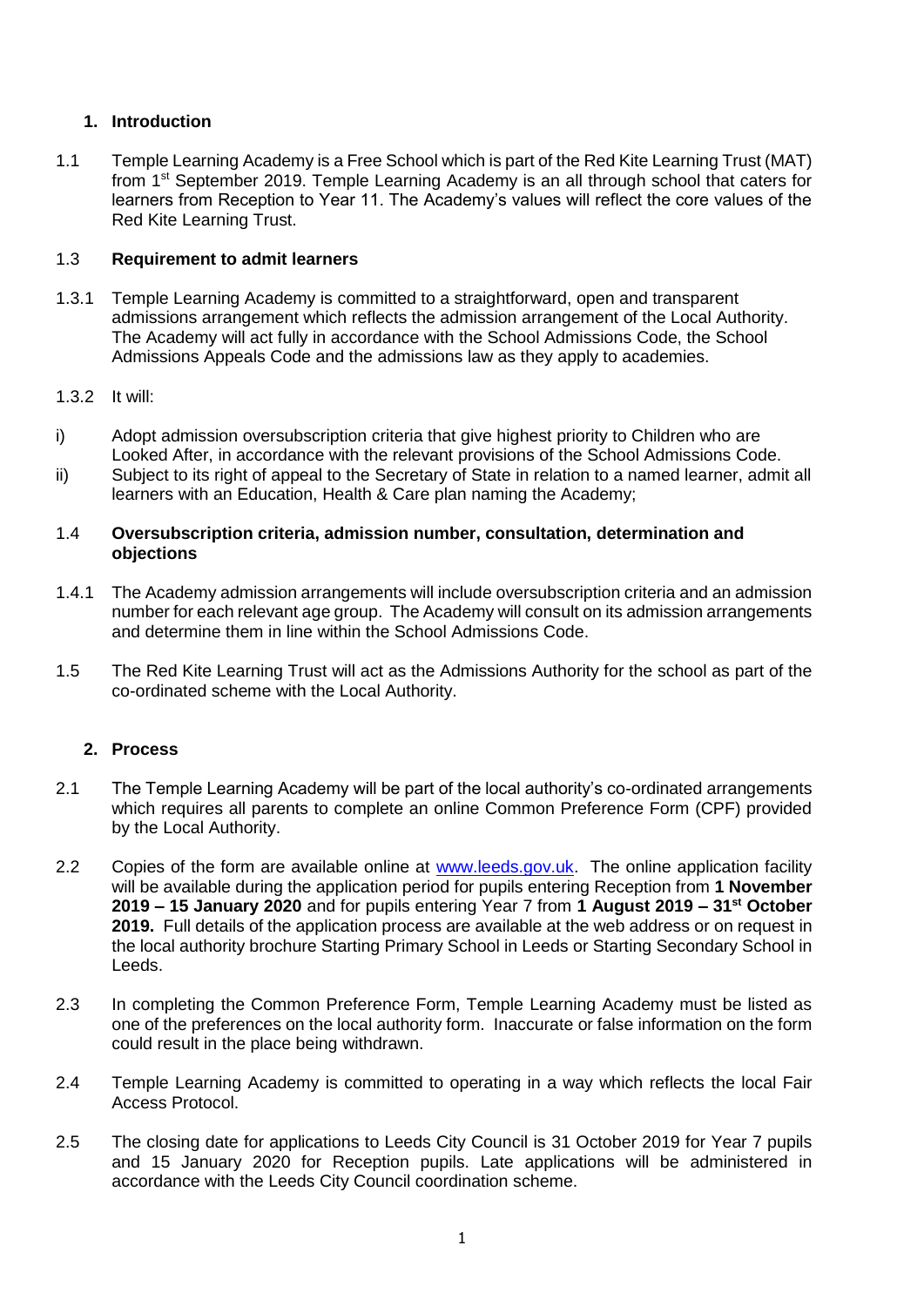## 1. Introduction

1.1 Temple Learning Academy is a Free School which is part of the Red Kite Learning Trust (MAT) from 1st September 2019. Temple Learning Academy is an all through school that caters for learners from Reception to Year 11. The Academy's values will reflect the core values of the Red Kite Learning Trust.

### 1.3 Requirement to admit learners

1.3.1 Temple Learning Academy is committed to a straightforward, open and transparent admissions arrangement which reflects the admission arrangement of the Local Authority. The Academy will act fully in accordance with the School Admissions Code, the School Admissions Appeals Code and the admissions law as they apply to academies.

1.3.2 It will:

i) Adopt admission oversubscription criteria that give highest priority to Children who are Looked After, in accordance with the relevant provisions of the School Admissions Code.

ii) Subject to its right of appeal to the Secretary of State in relation to a named learner, admit all learners with an Education, Health & Care plan naming the Academy;

### 1.4 Oversubscription criteria, admission number, consultation, determination and objections

1.4.1 The Academy admission arrangements will include oversubscription criteria and an admission number for each relevant age group. The Academy will consult on its admission arrangements and determine them in line within the School Admissions Code.

1.5 The Red Kite Learning Trust will act as the Admissions Authority for the school as part of the co-ordinated scheme with the Local Authority.

## 2. Process

2.1 The Temple Learning Academy will be part of the local authority's co-ordinated arrangements which requires all parents to complete an online Common Preference Form (CPF) provided by the Local Authority.

2.2 Copies of the form are available online at www.leeds.gov.uk. The online application facility will be available during the application period for pupils entering Reception from **1 November 2019 – 15 January 2020** and for pupils entering Year 7 from **1 August 2019 – 31st October 2019.** Full details of the application process are available at the web address or on request in the local authority brochure Starting Primary School in Leeds or Starting Secondary School in Leeds.

2.3 In completing the Common Preference Form, Temple Learning Academy must be listed as one of the preferences on the local authority form. Inaccurate or false information on the form could result in the place being withdrawn.

2.4 Temple Learning Academy is committed to operating in a way which reflects the local Fair Access Protocol.

2.5 The closing date for applications to Leeds City Council is 31 October 2019 for Year 7 pupils and 15 January 2020 for Reception pupils. Late applications will be administered in accordance with the Leeds City Council coordination scheme.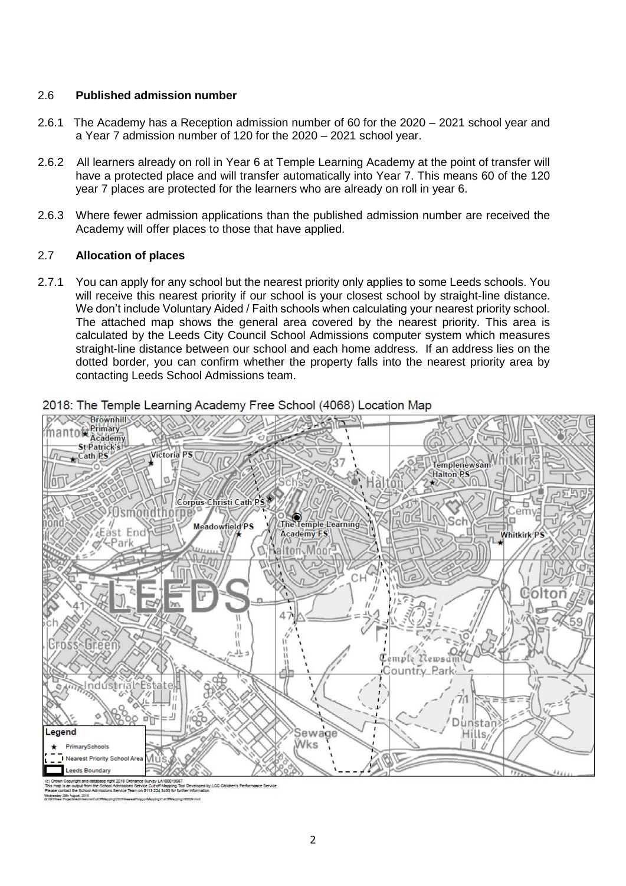### 2.6 **Published admission number**

2.6.1 The Academy has a Reception admission number of 60 for the 2020 – 2021 school year and a Year 7 admission number of 120 for the 2020 – 2021 school year.

2.6.2 All learners already on roll in Year 6 at Temple Learning Academy at the point of transfer will have a protected place and will transfer automatically into Year 7. This means 60 of the 120 year 7 places are protected for the learners who are already on roll in year 6.

2.6.3 Where fewer admission applications than the published admission number are received the Academy will offer places to those that have applied.

### 2.7 **Allocation of places**

2.7.1 You can apply for any school but the nearest priority only applies to some Leeds schools. You will receive this nearest priority if our school is your closest school by straight-line distance. We don't include Voluntary Aided / Faith schools when calculating your nearest priority school. The attached map shows the general area covered by the nearest priority. This area is calculated by the Leeds City Council School Admissions computer system which measures straight-line distance between our school and each home address. If an address lies on the dotted border, you can confirm whether the property falls into the nearest priority area by contacting Leeds School Admissions team.

2018: The Temple Learning Academy Free School (4068) Location Map

Legend
- PrimarySchools
- Nearest Priority School Area
- Leeds Boundary

(c) Crown Copyright and database right 2018 Ordnance Survey LA100019567
This map is an output from the School Admissions Service Cut-off Mapping Tool Developed by LCC Children's Performance Service
Please contact the School Admissions Service Team on 0113 224 3433 for further information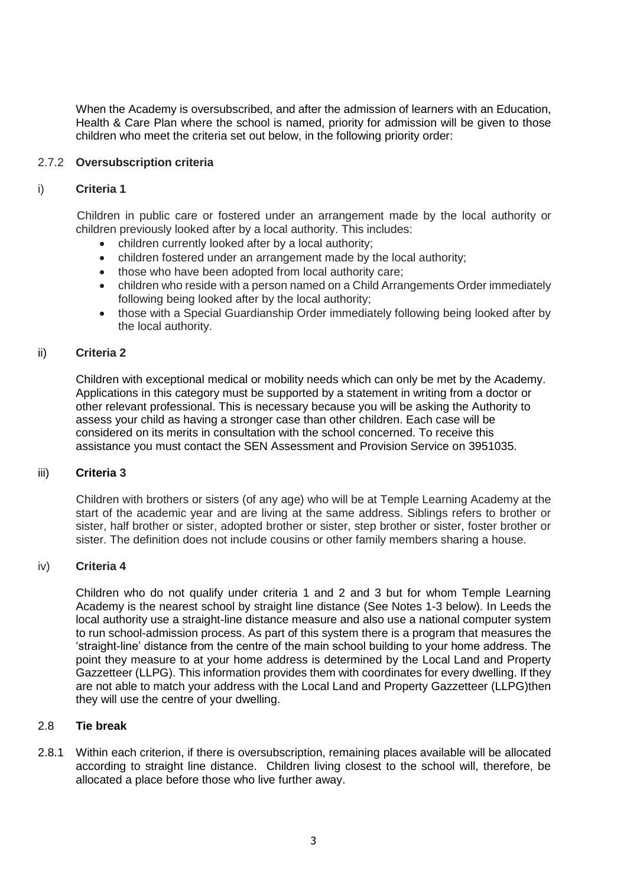When the Academy is oversubscribed, and after the admission of learners with an Education, Health & Care Plan where the school is named, priority for admission will be given to those children who meet the criteria set out below, in the following priority order:

### 2.7.2 **Oversubscription criteria**

#### i) **Criteria 1**

Children in public care or fostered under an arrangement made by the local authority or children previously looked after by a local authority. This includes:

- children currently looked after by a local authority;
- children fostered under an arrangement made by the local authority;
- those who have been adopted from local authority care;
- children who reside with a person named on a Child Arrangements Order immediately following being looked after by the local authority;
- those with a Special Guardianship Order immediately following being looked after by the local authority.

#### ii) **Criteria 2**

Children with exceptional medical or mobility needs which can only be met by the Academy. Applications in this category must be supported by a statement in writing from a doctor or other relevant professional. This is necessary because you will be asking the Authority to assess your child as having a stronger case than other children. Each case will be considered on its merits in consultation with the school concerned. To receive this assistance you must contact the SEN Assessment and Provision Service on 3951035.

#### iii) **Criteria 3**

Children with brothers or sisters (of any age) who will be at Temple Learning Academy at the start of the academic year and are living at the same address. Siblings refers to brother or sister, half brother or sister, adopted brother or sister, step brother or sister, foster brother or sister. The definition does not include cousins or other family members sharing a house.

#### iv) **Criteria 4**

Children who do not qualify under criteria 1 and 2 and 3 but for whom Temple Learning Academy is the nearest school by straight line distance (See Notes 1-3 below). In Leeds the local authority use a straight-line distance measure and also use a national computer system to run school-admission process. As part of this system there is a program that measures the 'straight-line' distance from the centre of the main school building to your home address. The point they measure to at your home address is determined by the Local Land and Property Gazzetteer (LLPG). This information provides them with coordinates for every dwelling. If they are not able to match your address with the Local Land and Property Gazzetteer (LLPG)then they will use the centre of your dwelling.

### 2.8 **Tie break**

2.8.1 Within each criterion, if there is oversubscription, remaining places available will be allocated according to straight line distance. Children living closest to the school will, therefore, be allocated a place before those who live further away.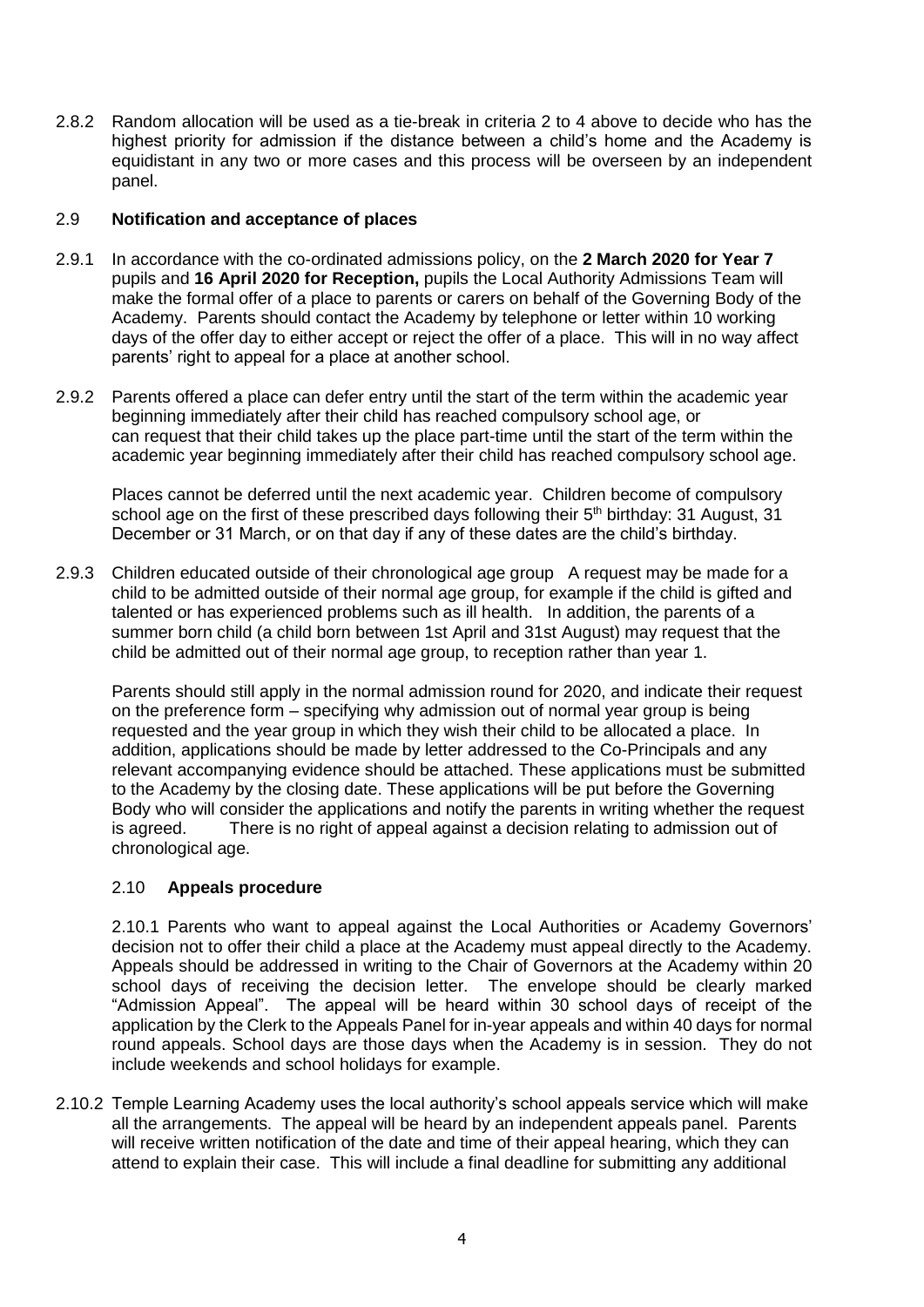2.8.2 Random allocation will be used as a tie-break in criteria 2 to 4 above to decide who has the highest priority for admission if the distance between a child's home and the Academy is equidistant in any two or more cases and this process will be overseen by an independent panel.

### 2.9 Notification and acceptance of places

2.9.1 In accordance with the co-ordinated admissions policy, on the **2 March 2020 for Year 7** pupils and **16 April 2020 for Reception,** pupils the Local Authority Admissions Team will make the formal offer of a place to parents or carers on behalf of the Governing Body of the Academy. Parents should contact the Academy by telephone or letter within 10 working days of the offer day to either accept or reject the offer of a place. This will in no way affect parents' right to appeal for a place at another school.

2.9.2 Parents offered a place can defer entry until the start of the term within the academic year beginning immediately after their child has reached compulsory school age, or can request that their child takes up the place part-time until the start of the term within the academic year beginning immediately after their child has reached compulsory school age.

Places cannot be deferred until the next academic year. Children become of compulsory school age on the first of these prescribed days following their 5th birthday: 31 August, 31 December or 31 March, or on that day if any of these dates are the child's birthday.

2.9.3 Children educated outside of their chronological age group A request may be made for a child to be admitted outside of their normal age group, for example if the child is gifted and talented or has experienced problems such as ill health. In addition, the parents of a summer born child (a child born between 1st April and 31st August) may request that the child be admitted out of their normal age group, to reception rather than year 1.

Parents should still apply in the normal admission round for 2020, and indicate their request on the preference form – specifying why admission out of normal year group is being requested and the year group in which they wish their child to be allocated a place. In addition, applications should be made by letter addressed to the Co-Principals and any relevant accompanying evidence should be attached. These applications must be submitted to the Academy by the closing date. These applications will be put before the Governing Body who will consider the applications and notify the parents in writing whether the request is agreed. There is no right of appeal against a decision relating to admission out of chronological age.

### 2.10 Appeals procedure

2.10.1 Parents who want to appeal against the Local Authorities or Academy Governors' decision not to offer their child a place at the Academy must appeal directly to the Academy. Appeals should be addressed in writing to the Chair of Governors at the Academy within 20 school days of receiving the decision letter. The envelope should be clearly marked "Admission Appeal". The appeal will be heard within 30 school days of receipt of the application by the Clerk to the Appeals Panel for in-year appeals and within 40 days for normal round appeals. School days are those days when the Academy is in session. They do not include weekends and school holidays for example.

2.10.2 Temple Learning Academy uses the local authority's school appeals service which will make all the arrangements. The appeal will be heard by an independent appeals panel. Parents will receive written notification of the date and time of their appeal hearing, which they can attend to explain their case. This will include a final deadline for submitting any additional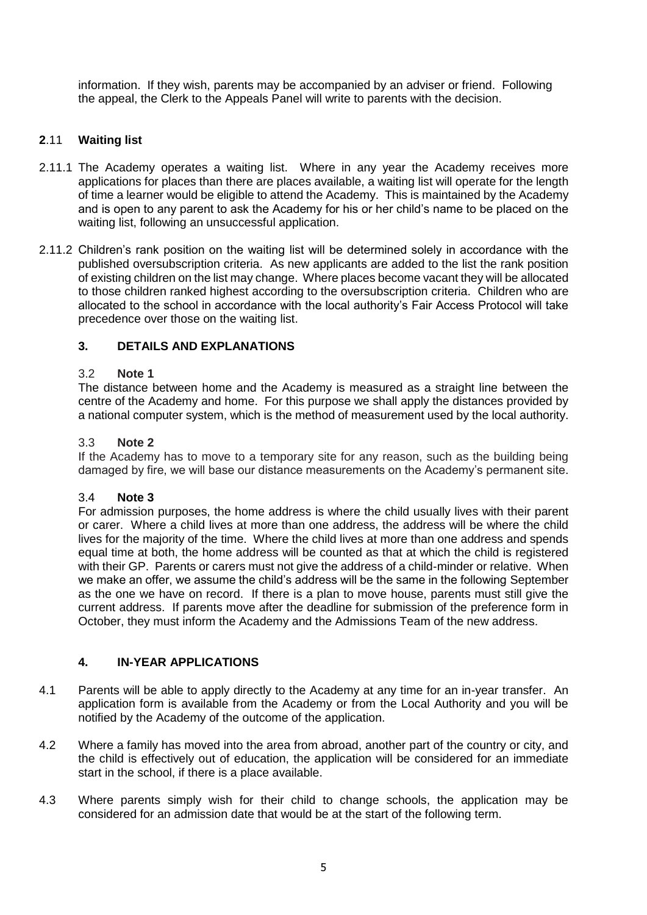information. If they wish, parents may be accompanied by an adviser or friend. Following the appeal, the Clerk to the Appeals Panel will write to parents with the decision.

### 2.11 Waiting list

2.11.1 The Academy operates a waiting list. Where in any year the Academy receives more applications for places than there are places available, a waiting list will operate for the length of time a learner would be eligible to attend the Academy. This is maintained by the Academy and is open to any parent to ask the Academy for his or her child's name to be placed on the waiting list, following an unsuccessful application.

2.11.2 Children's rank position on the waiting list will be determined solely in accordance with the published oversubscription criteria. As new applicants are added to the list the rank position of existing children on the list may change. Where places become vacant they will be allocated to those children ranked highest according to the oversubscription criteria. Children who are allocated to the school in accordance with the local authority's Fair Access Protocol will take precedence over those on the waiting list.

## 3. DETAILS AND EXPLANATIONS

### 3.2 Note 1

The distance between home and the Academy is measured as a straight line between the centre of the Academy and home. For this purpose we shall apply the distances provided by a national computer system, which is the method of measurement used by the local authority.

### 3.3 Note 2

If the Academy has to move to a temporary site for any reason, such as the building being damaged by fire, we will base our distance measurements on the Academy's permanent site.

### 3.4 Note 3

For admission purposes, the home address is where the child usually lives with their parent or carer. Where a child lives at more than one address, the address will be where the child lives for the majority of the time. Where the child lives at more than one address and spends equal time at both, the home address will be counted as that at which the child is registered with their GP. Parents or carers must not give the address of a child-minder or relative. When we make an offer, we assume the child's address will be the same in the following September as the one we have on record. If there is a plan to move house, parents must still give the current address. If parents move after the deadline for submission of the preference form in October, they must inform the Academy and the Admissions Team of the new address.

## 4. IN-YEAR APPLICATIONS

4.1 Parents will be able to apply directly to the Academy at any time for an in-year transfer. An application form is available from the Academy or from the Local Authority and you will be notified by the Academy of the outcome of the application.

4.2 Where a family has moved into the area from abroad, another part of the country or city, and the child is effectively out of education, the application will be considered for an immediate start in the school, if there is a place available.

4.3 Where parents simply wish for their child to change schools, the application may be considered for an admission date that would be at the start of the following term.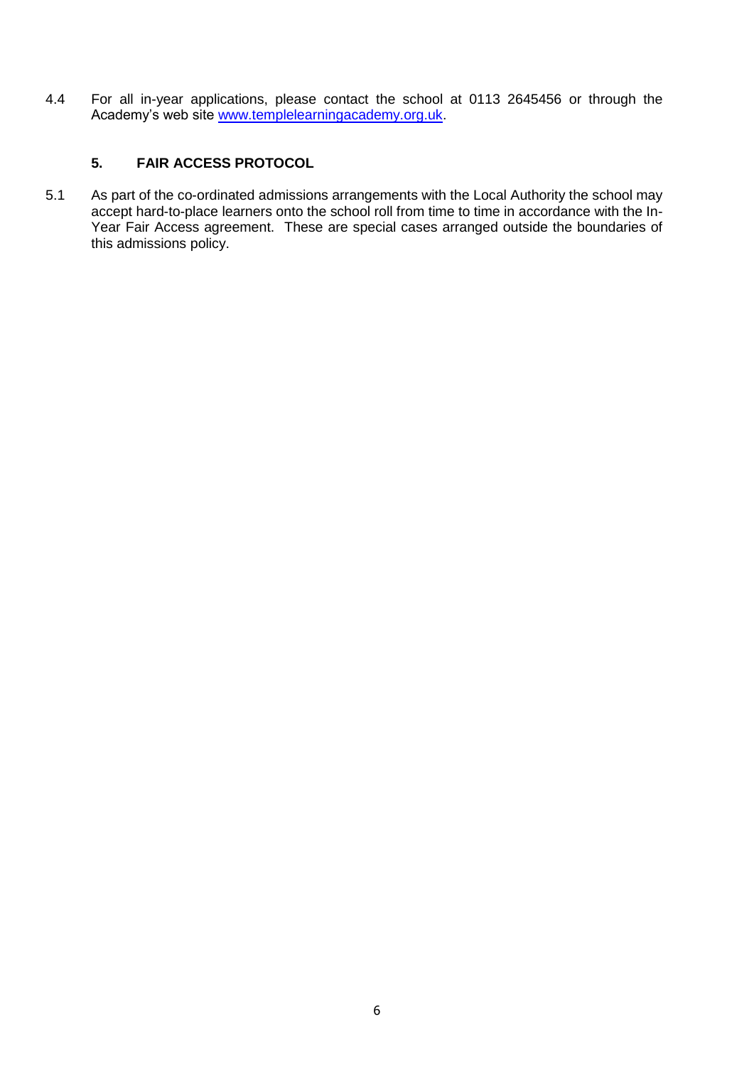4.4 For all in-year applications, please contact the school at 0113 2645456 or through the Academy's web site [www.templelearningacademy.org.uk](http://www.templelearningacademy.org.uk).

## 5. FAIR ACCESS PROTOCOL

5.1 As part of the co-ordinated admissions arrangements with the Local Authority the school may accept hard-to-place learners onto the school roll from time to time in accordance with the In-Year Fair Access agreement. These are special cases arranged outside the boundaries of this admissions policy.